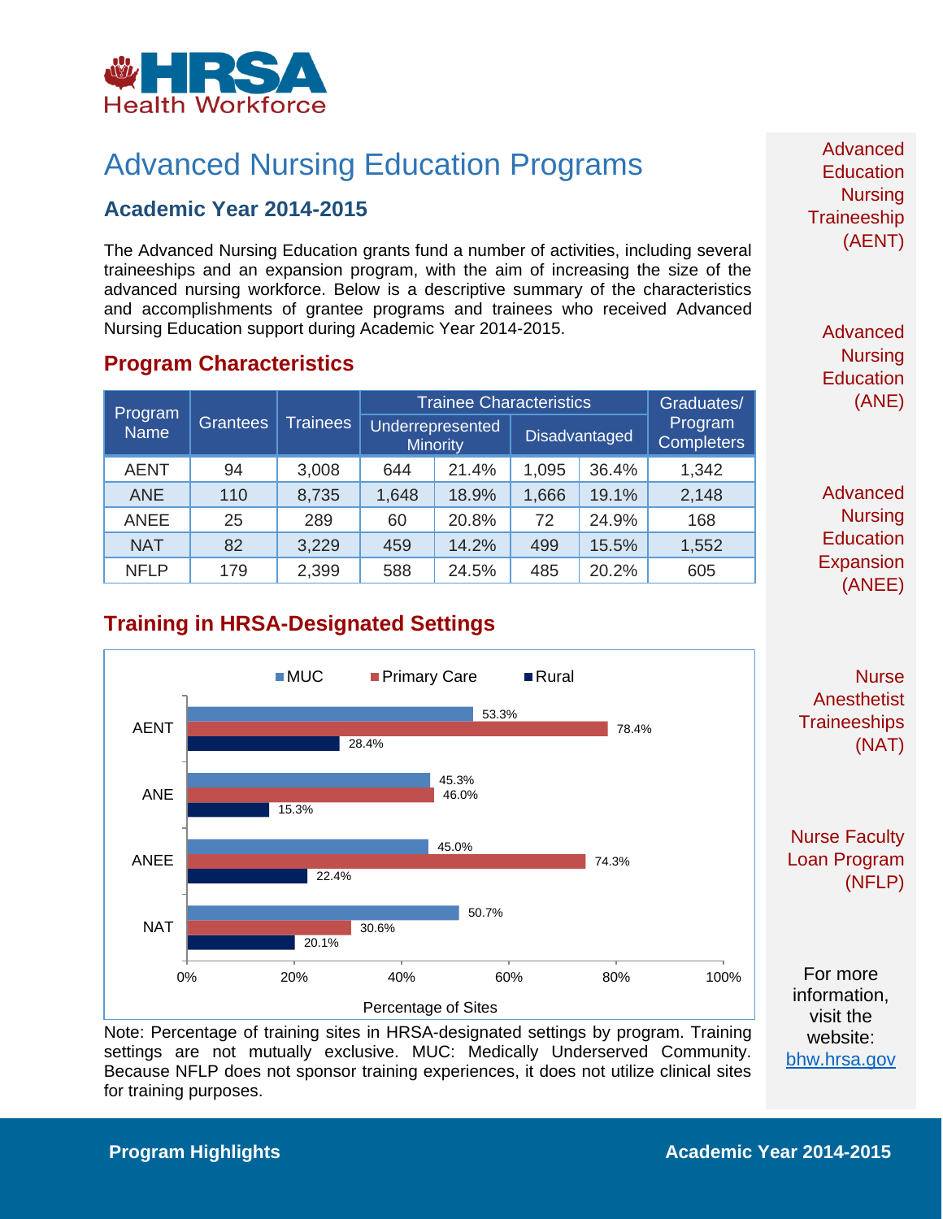HRSA Health Workforce

# Advanced Nursing Education Programs

## Academic Year 2014-2015

The Advanced Nursing Education grants fund a number of activities, including several traineeships and an expansion program, with the aim of increasing the size of the advanced nursing workforce. Below is a descriptive summary of the characteristics and accomplishments of grantee programs and trainees who received Advanced Nursing Education support during Academic Year 2014-2015.

## Program Characteristics

| Program Name | Grantees | Trainees | Trainee Characteristics | | | | Graduates/ Program Completers |
|---|---|---|---|---|---|---|---|
| | | | Underrepresented Minority | | Disadvantaged | | |
| AENT | 94 | 3,008 | 644 | 21.4% | 1,095 | 36.4% | 1,342 |
| ANE | 110 | 8,735 | 1,648 | 18.9% | 1,666 | 19.1% | 2,148 |
| ANEE | 25 | 289 | 60 | 20.8% | 72 | 24.9% | 168 |
| NAT | 82 | 3,229 | 459 | 14.2% | 499 | 15.5% | 1,552 |
| NFLP | 179 | 2,399 | 588 | 24.5% | 485 | 20.2% | 605 |

## Training in HRSA-Designated Settings

| Program | MUC | Primary Care | Rural |
|---|---|---|---|
| AENT | 53.3% | 78.4% | 28.4% |
| ANE | 45.3% | 46.0% | 15.3% |
| ANEE | 45.0% | 74.3% | 22.4% |
| NAT | 50.7% | 30.6% | 20.1% |

Percentage of Sites

Note: Percentage of training sites in HRSA-designated settings by program. Training settings are not mutually exclusive. MUC: Medically Underserved Community. Because NFLP does not sponsor training experiences, it does not utilize clinical sites for training purposes.

Advanced Education Nursing Traineeship (AENT)

Advanced Nursing Education (ANE)

Advanced Nursing Education Expansion (ANEE)

Nurse Anesthetist Traineeships (NAT)

Nurse Faculty Loan Program (NFLP)

For more information, visit the website: bhw.hrsa.gov

Program Highlights

Academic Year 2014-2015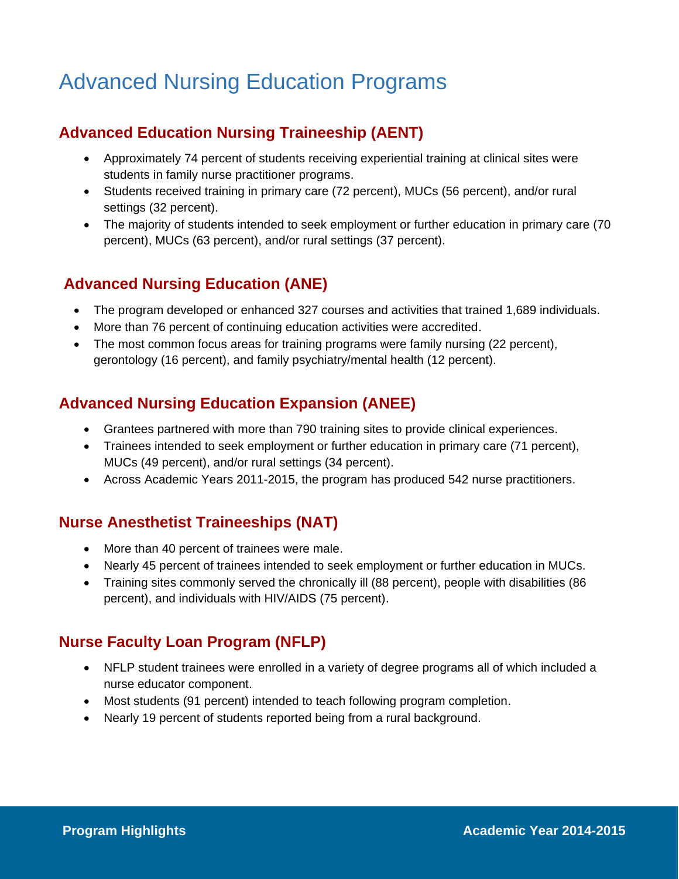# Advanced Nursing Education Programs

## Advanced Education Nursing Traineeship (AENT)

- Approximately 74 percent of students receiving experiential training at clinical sites were students in family nurse practitioner programs.
- Students received training in primary care (72 percent), MUCs (56 percent), and/or rural settings (32 percent).
- The majority of students intended to seek employment or further education in primary care (70 percent), MUCs (63 percent), and/or rural settings (37 percent).

## Advanced Nursing Education (ANE)

- The program developed or enhanced 327 courses and activities that trained 1,689 individuals.
- More than 76 percent of continuing education activities were accredited.
- The most common focus areas for training programs were family nursing (22 percent), gerontology (16 percent), and family psychiatry/mental health (12 percent).

## Advanced Nursing Education Expansion (ANEE)

- Grantees partnered with more than 790 training sites to provide clinical experiences.
- Trainees intended to seek employment or further education in primary care (71 percent), MUCs (49 percent), and/or rural settings (34 percent).
- Across Academic Years 2011-2015, the program has produced 542 nurse practitioners.

## Nurse Anesthetist Traineeships (NAT)

- More than 40 percent of trainees were male.
- Nearly 45 percent of trainees intended to seek employment or further education in MUCs.
- Training sites commonly served the chronically ill (88 percent), people with disabilities (86 percent), and individuals with HIV/AIDS (75 percent).

## Nurse Faculty Loan Program (NFLP)

- NFLP student trainees were enrolled in a variety of degree programs all of which included a nurse educator component.
- Most students (91 percent) intended to teach following program completion.
- Nearly 19 percent of students reported being from a rural background.